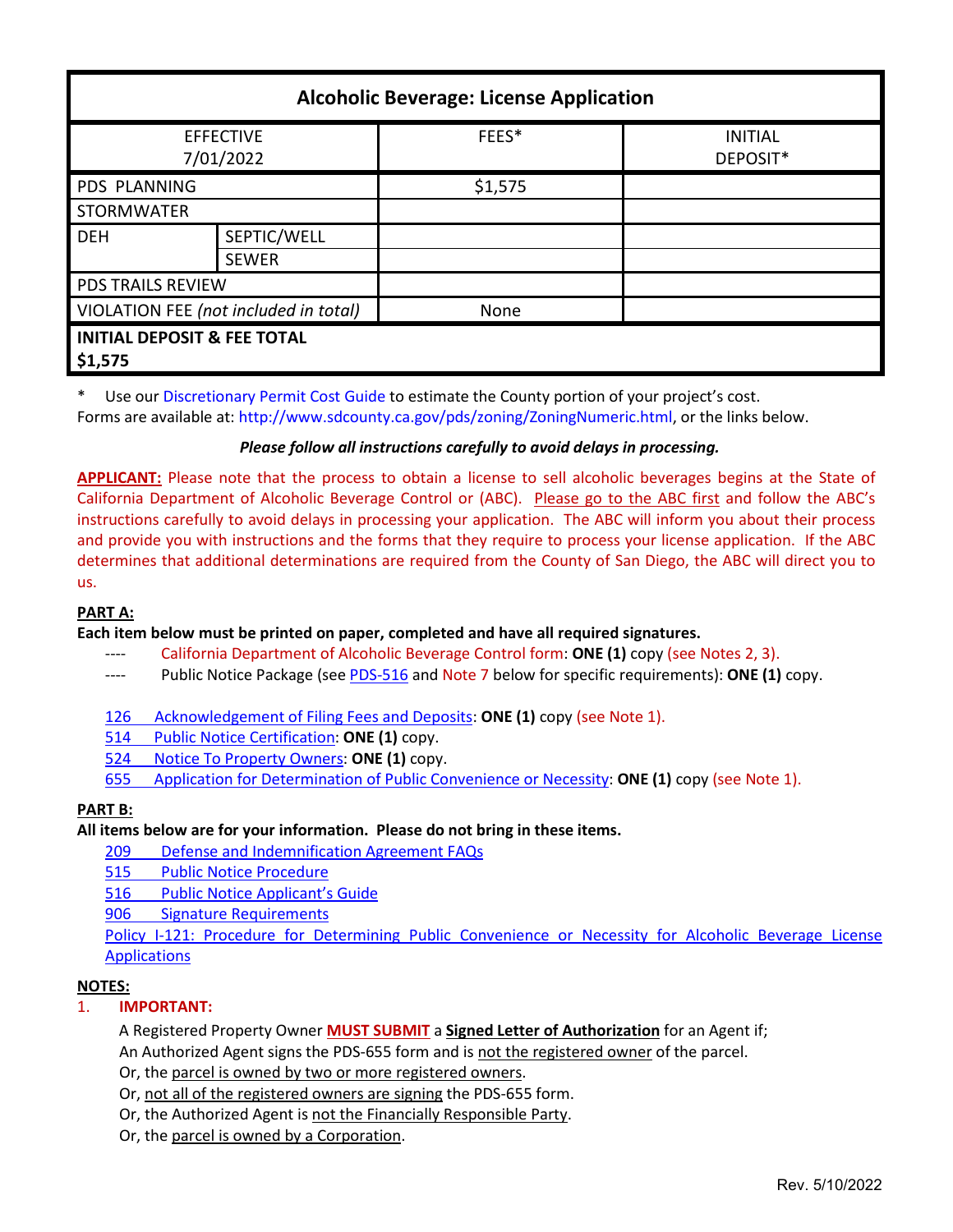| Alcoholic Beverage: License Application | | | |
|---|---|---|---|
| EFFECTIVE 7/01/2022 | | FEES* | INITIAL DEPOSIT* |
| PDS PLANNING | | $1,575 | |
| STORMWATER | | | |
| DEH | SEPTIC/WELL | | |
| | SEWER | | |
| PDS TRAILS REVIEW | | | |
| VIOLATION FEE *(not included in total)* | | None | |
| **INITIAL DEPOSIT & FEE TOTAL $1,575** | | | |

\* Use our Discretionary Permit Cost Guide to estimate the County portion of your project's cost.
Forms are available at: http://www.sdcounty.ca.gov/pds/zoning/ZoningNumeric.html, or the links below.

***Please follow all instructions carefully to avoid delays in processing.***

**APPLICANT:** Please note that the process to obtain a license to sell alcoholic beverages begins at the State of California Department of Alcoholic Beverage Control or (ABC). Please go to the ABC first and follow the ABC's instructions carefully to avoid delays in processing your application. The ABC will inform you about their process and provide you with instructions and the forms that they require to process your license application. If the ABC determines that additional determinations are required from the County of San Diego, the ABC will direct you to us.

**PART A:**

**Each item below must be printed on paper, completed and have all required signatures.**

- ---- California Department of Alcoholic Beverage Control form: **ONE (1)** copy (see Notes 2, 3).
- ---- Public Notice Package (see PDS-516 and Note 7 below for specific requirements): **ONE (1)** copy.

- 126 Acknowledgement of Filing Fees and Deposits: **ONE (1)** copy (see Note 1).
- 514 Public Notice Certification: **ONE (1)** copy.
- 524 Notice To Property Owners: **ONE (1)** copy.
- 655 Application for Determination of Public Convenience or Necessity: **ONE (1)** copy (see Note 1).

**PART B:**

**All items below are for your information. Please do not bring in these items.**

- 209 Defense and Indemnification Agreement FAQs
- 515 Public Notice Procedure
- 516 Public Notice Applicant's Guide
- 906 Signature Requirements
- Policy I-121: Procedure for Determining Public Convenience or Necessity for Alcoholic Beverage License Applications

**NOTES:**

1. **IMPORTANT:**

   A Registered Property Owner **MUST SUBMIT** a **Signed Letter of Authorization** for an Agent if;
   An Authorized Agent signs the PDS-655 form and is not the registered owner of the parcel.
   Or, the parcel is owned by two or more registered owners.
   Or, not all of the registered owners are signing the PDS-655 form.
   Or, the Authorized Agent is not the Financially Responsible Party.
   Or, the parcel is owned by a Corporation.

Rev. 5/10/2022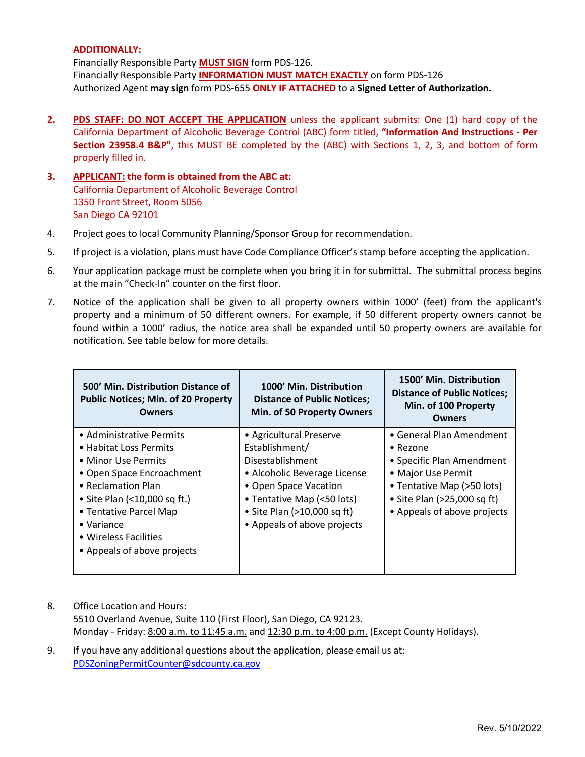**ADDITIONALLY:**
Financially Responsible Party **MUST SIGN** form PDS-126.
Financially Responsible Party **INFORMATION MUST MATCH EXACTLY** on form PDS-126
Authorized Agent **may sign** form PDS-655 **ONLY IF ATTACHED** to a **Signed Letter of Authorization.**

2. **PDS STAFF: DO NOT ACCEPT THE APPLICATION** unless the applicant submits: One (1) hard copy of the California Department of Alcoholic Beverage Control (ABC) form titled, **"Information And Instructions - Per Section 23958.4 B&P"**, this MUST BE completed by the (ABC) with Sections 1, 2, 3, and bottom of form properly filled in.
3. **APPLICANT: the form is obtained from the ABC at:**
   California Department of Alcoholic Beverage Control
   1350 Front Street, Room 5056
   San Diego CA 92101
4. Project goes to local Community Planning/Sponsor Group for recommendation.
5. If project is a violation, plans must have Code Compliance Officer's stamp before accepting the application.
6. Your application package must be complete when you bring it in for submittal. The submittal process begins at the main "Check-In" counter on the first floor.
7. Notice of the application shall be given to all property owners within 1000' (feet) from the applicant's property and a minimum of 50 different owners. For example, if 50 different property owners cannot be found within a 1000' radius, the notice area shall be expanded until 50 property owners are available for notification. See table below for more details.

| 500' Min. Distribution Distance of Public Notices; Min. of 20 Property Owners | 1000' Min. Distribution Distance of Public Notices; Min. of 50 Property Owners | 1500' Min. Distribution Distance of Public Notices; Min. of 100 Property Owners |
|---|---|---|
| • Administrative Permits<br>• Habitat Loss Permits<br>• Minor Use Permits<br>• Open Space Encroachment<br>• Reclamation Plan<br>• Site Plan (<10,000 sq ft.)<br>• Tentative Parcel Map<br>• Variance<br>• Wireless Facilities<br>• Appeals of above projects | • Agricultural Preserve Establishment/ Disestablishment<br>• Alcoholic Beverage License<br>• Open Space Vacation<br>• Tentative Map (<50 lots)<br>• Site Plan (>10,000 sq ft)<br>• Appeals of above projects | • General Plan Amendment<br>• Rezone<br>• Specific Plan Amendment<br>• Major Use Permit<br>• Tentative Map (>50 lots)<br>• Site Plan (>25,000 sq ft)<br>• Appeals of above projects |

8. Office Location and Hours:
   5510 Overland Avenue, Suite 110 (First Floor), San Diego, CA 92123.
   Monday - Friday: 8:00 a.m. to 11:45 a.m. and 12:30 p.m. to 4:00 p.m. (Except County Holidays).
9. If you have any additional questions about the application, please email us at: PDSZoningPermitCounter@sdcounty.ca.gov

Rev. 5/10/2022